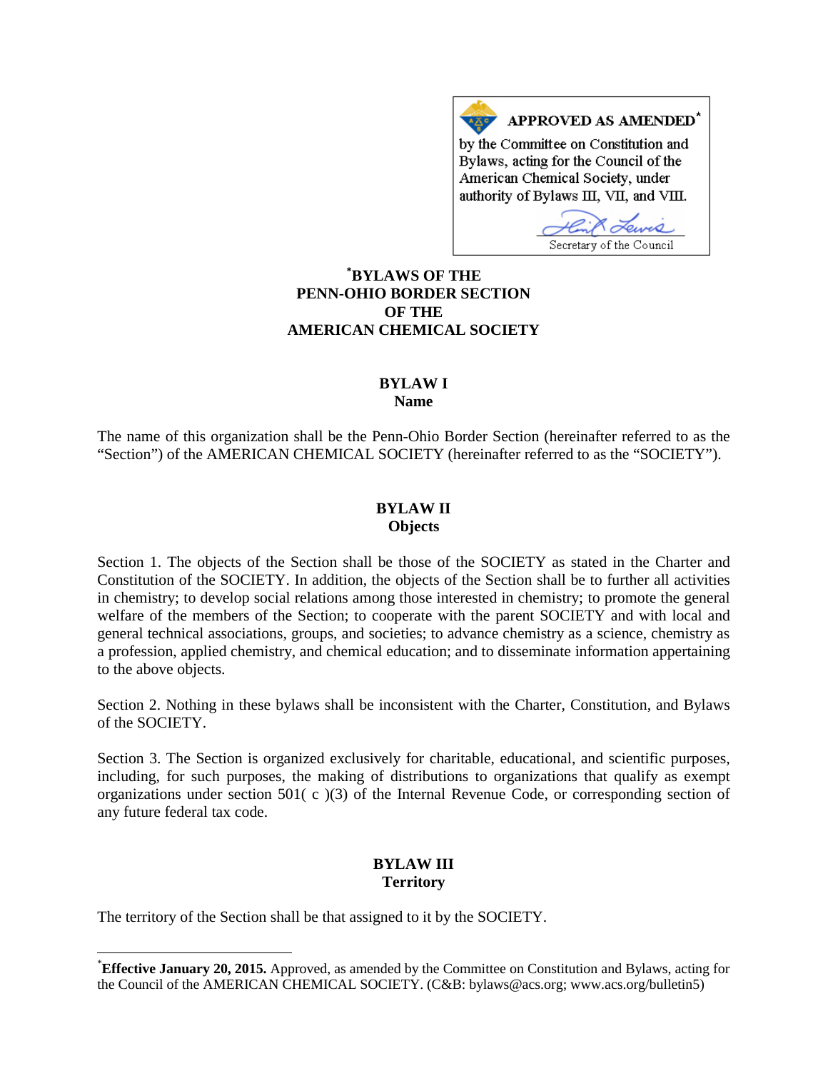**APPROVED AS AMENDED***

by the Committee on Constitution and Bylaws, acting for the Council of the American Chemical Society, under authority of Bylaws III, VII, and VIII.

Secretary of the Council

# *BYLAWS OF THE PENN-OHIO BORDER SECTION OF THE AMERICAN CHEMICAL SOCIETY

## BYLAW I
### Name

The name of this organization shall be the Penn-Ohio Border Section (hereinafter referred to as the "Section") of the AMERICAN CHEMICAL SOCIETY (hereinafter referred to as the "SOCIETY").

## BYLAW II
### Objects

Section 1. The objects of the Section shall be those of the SOCIETY as stated in the Charter and Constitution of the SOCIETY. In addition, the objects of the Section shall be to further all activities in chemistry; to develop social relations among those interested in chemistry; to promote the general welfare of the members of the Section; to cooperate with the parent SOCIETY and with local and general technical associations, groups, and societies; to advance chemistry as a science, chemistry as a profession, applied chemistry, and chemical education; and to disseminate information appertaining to the above objects.

Section 2. Nothing in these bylaws shall be inconsistent with the Charter, Constitution, and Bylaws of the SOCIETY.

Section 3. The Section is organized exclusively for charitable, educational, and scientific purposes, including, for such purposes, the making of distributions to organizations that qualify as exempt organizations under section 501( c )(3) of the Internal Revenue Code, or corresponding section of any future federal tax code.

## BYLAW III
### Territory

The territory of the Section shall be that assigned to it by the SOCIETY.

---

***Effective January 20, 2015.** Approved, as amended by the Committee on Constitution and Bylaws, acting for the Council of the AMERICAN CHEMICAL SOCIETY. (C&B: bylaws@acs.org; www.acs.org/bulletin5)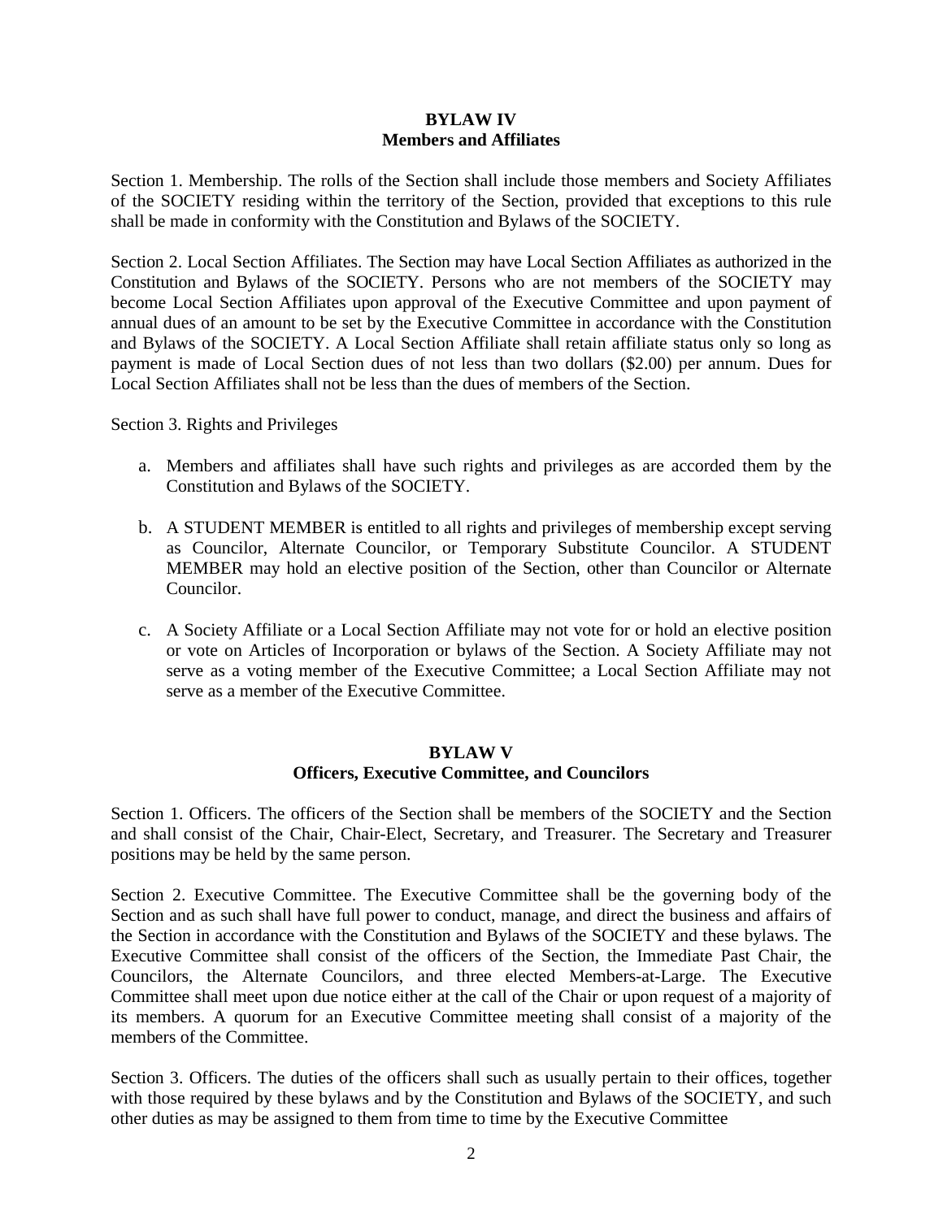## BYLAW IV
## Members and Affiliates

Section 1. Membership. The rolls of the Section shall include those members and Society Affiliates of the SOCIETY residing within the territory of the Section, provided that exceptions to this rule shall be made in conformity with the Constitution and Bylaws of the SOCIETY.

Section 2. Local Section Affiliates. The Section may have Local Section Affiliates as authorized in the Constitution and Bylaws of the SOCIETY. Persons who are not members of the SOCIETY may become Local Section Affiliates upon approval of the Executive Committee and upon payment of annual dues of an amount to be set by the Executive Committee in accordance with the Constitution and Bylaws of the SOCIETY. A Local Section Affiliate shall retain affiliate status only so long as payment is made of Local Section dues of not less than two dollars ($2.00) per annum. Dues for Local Section Affiliates shall not be less than the dues of members of the Section.

Section 3. Rights and Privileges

a. Members and affiliates shall have such rights and privileges as are accorded them by the Constitution and Bylaws of the SOCIETY.

b. A STUDENT MEMBER is entitled to all rights and privileges of membership except serving as Councilor, Alternate Councilor, or Temporary Substitute Councilor. A STUDENT MEMBER may hold an elective position of the Section, other than Councilor or Alternate Councilor.

c. A Society Affiliate or a Local Section Affiliate may not vote for or hold an elective position or vote on Articles of Incorporation or bylaws of the Section. A Society Affiliate may not serve as a voting member of the Executive Committee; a Local Section Affiliate may not serve as a member of the Executive Committee.

## BYLAW V
## Officers, Executive Committee, and Councilors

Section 1. Officers. The officers of the Section shall be members of the SOCIETY and the Section and shall consist of the Chair, Chair-Elect, Secretary, and Treasurer. The Secretary and Treasurer positions may be held by the same person.

Section 2. Executive Committee. The Executive Committee shall be the governing body of the Section and as such shall have full power to conduct, manage, and direct the business and affairs of the Section in accordance with the Constitution and Bylaws of the SOCIETY and these bylaws. The Executive Committee shall consist of the officers of the Section, the Immediate Past Chair, the Councilors, the Alternate Councilors, and three elected Members-at-Large. The Executive Committee shall meet upon due notice either at the call of the Chair or upon request of a majority of its members. A quorum for an Executive Committee meeting shall consist of a majority of the members of the Committee.

Section 3. Officers. The duties of the officers shall such as usually pertain to their offices, together with those required by these bylaws and by the Constitution and Bylaws of the SOCIETY, and such other duties as may be assigned to them from time to time by the Executive Committee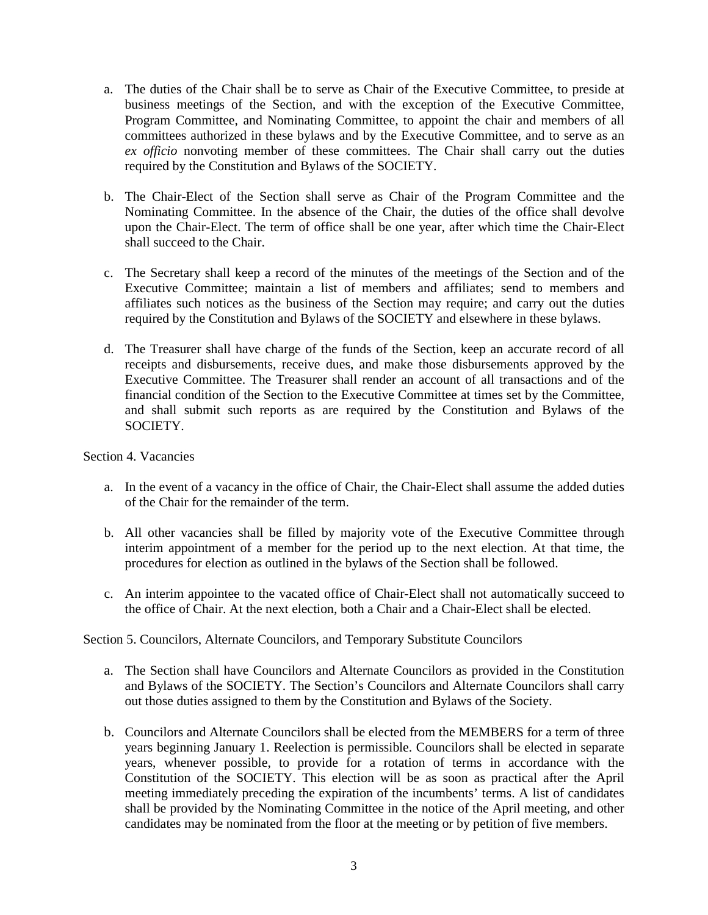a. The duties of the Chair shall be to serve as Chair of the Executive Committee, to preside at business meetings of the Section, and with the exception of the Executive Committee, Program Committee, and Nominating Committee, to appoint the chair and members of all committees authorized in these bylaws and by the Executive Committee, and to serve as an *ex officio* nonvoting member of these committees. The Chair shall carry out the duties required by the Constitution and Bylaws of the SOCIETY.

b. The Chair-Elect of the Section shall serve as Chair of the Program Committee and the Nominating Committee. In the absence of the Chair, the duties of the office shall devolve upon the Chair-Elect. The term of office shall be one year, after which time the Chair-Elect shall succeed to the Chair.

c. The Secretary shall keep a record of the minutes of the meetings of the Section and of the Executive Committee; maintain a list of members and affiliates; send to members and affiliates such notices as the business of the Section may require; and carry out the duties required by the Constitution and Bylaws of the SOCIETY and elsewhere in these bylaws.

d. The Treasurer shall have charge of the funds of the Section, keep an accurate record of all receipts and disbursements, receive dues, and make those disbursements approved by the Executive Committee. The Treasurer shall render an account of all transactions and of the financial condition of the Section to the Executive Committee at times set by the Committee, and shall submit such reports as are required by the Constitution and Bylaws of the SOCIETY.

Section 4. Vacancies

a. In the event of a vacancy in the office of Chair, the Chair-Elect shall assume the added duties of the Chair for the remainder of the term.

b. All other vacancies shall be filled by majority vote of the Executive Committee through interim appointment of a member for the period up to the next election. At that time, the procedures for election as outlined in the bylaws of the Section shall be followed.

c. An interim appointee to the vacated office of Chair-Elect shall not automatically succeed to the office of Chair. At the next election, both a Chair and a Chair-Elect shall be elected.

Section 5. Councilors, Alternate Councilors, and Temporary Substitute Councilors

a. The Section shall have Councilors and Alternate Councilors as provided in the Constitution and Bylaws of the SOCIETY. The Section's Councilors and Alternate Councilors shall carry out those duties assigned to them by the Constitution and Bylaws of the Society.

b. Councilors and Alternate Councilors shall be elected from the MEMBERS for a term of three years beginning January 1. Reelection is permissible. Councilors shall be elected in separate years, whenever possible, to provide for a rotation of terms in accordance with the Constitution of the SOCIETY. This election will be as soon as practical after the April meeting immediately preceding the expiration of the incumbents' terms. A list of candidates shall be provided by the Nominating Committee in the notice of the April meeting, and other candidates may be nominated from the floor at the meeting or by petition of five members.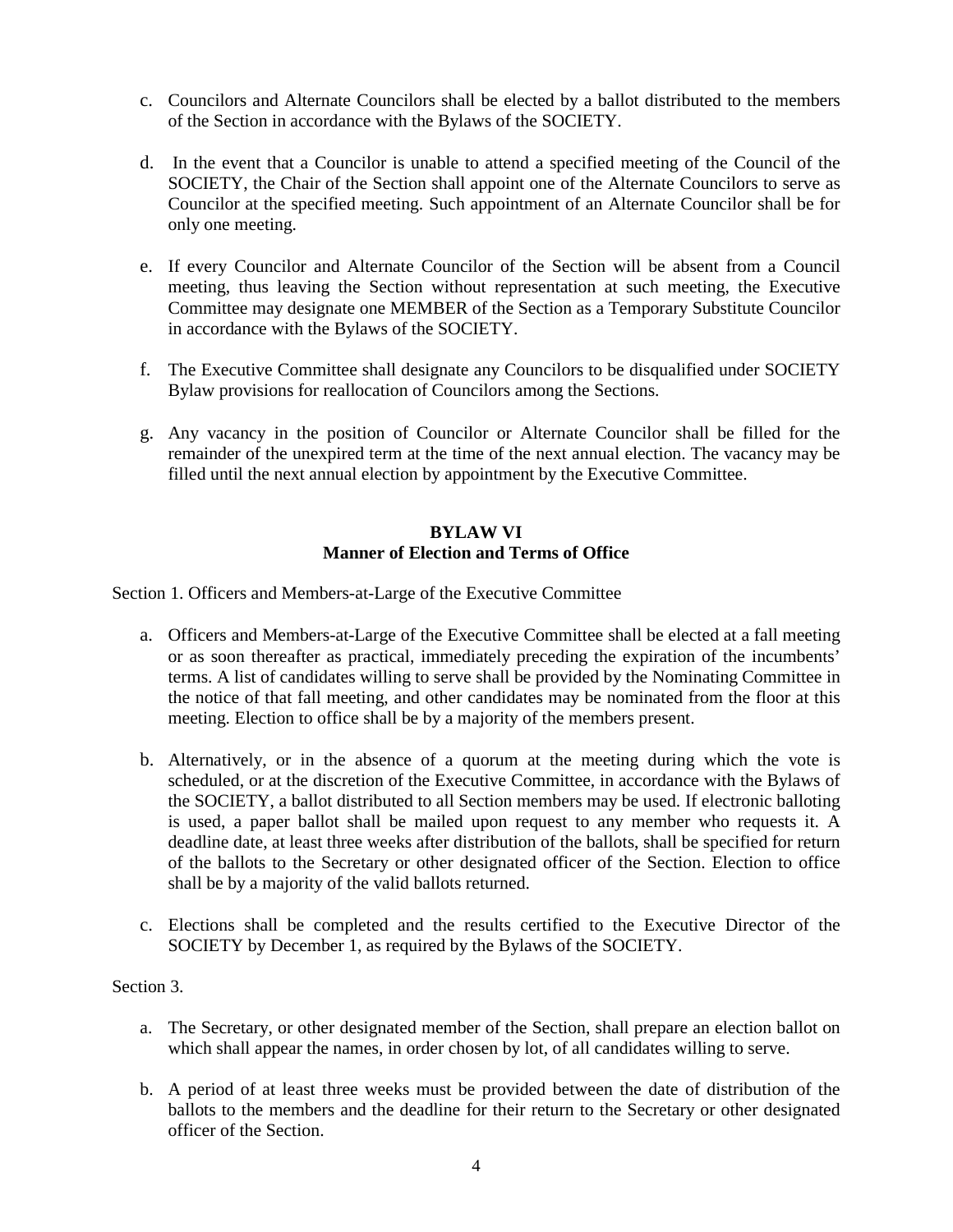c. Councilors and Alternate Councilors shall be elected by a ballot distributed to the members of the Section in accordance with the Bylaws of the SOCIETY.

d. In the event that a Councilor is unable to attend a specified meeting of the Council of the SOCIETY, the Chair of the Section shall appoint one of the Alternate Councilors to serve as Councilor at the specified meeting. Such appointment of an Alternate Councilor shall be for only one meeting.

e. If every Councilor and Alternate Councilor of the Section will be absent from a Council meeting, thus leaving the Section without representation at such meeting, the Executive Committee may designate one MEMBER of the Section as a Temporary Substitute Councilor in accordance with the Bylaws of the SOCIETY.

f. The Executive Committee shall designate any Councilors to be disqualified under SOCIETY Bylaw provisions for reallocation of Councilors among the Sections.

g. Any vacancy in the position of Councilor or Alternate Councilor shall be filled for the remainder of the unexpired term at the time of the next annual election. The vacancy may be filled until the next annual election by appointment by the Executive Committee.

## BYLAW VI
## Manner of Election and Terms of Office

Section 1. Officers and Members-at-Large of the Executive Committee

a. Officers and Members-at-Large of the Executive Committee shall be elected at a fall meeting or as soon thereafter as practical, immediately preceding the expiration of the incumbents' terms. A list of candidates willing to serve shall be provided by the Nominating Committee in the notice of that fall meeting, and other candidates may be nominated from the floor at this meeting. Election to office shall be by a majority of the members present.

b. Alternatively, or in the absence of a quorum at the meeting during which the vote is scheduled, or at the discretion of the Executive Committee, in accordance with the Bylaws of the SOCIETY, a ballot distributed to all Section members may be used. If electronic balloting is used, a paper ballot shall be mailed upon request to any member who requests it. A deadline date, at least three weeks after distribution of the ballots, shall be specified for return of the ballots to the Secretary or other designated officer of the Section. Election to office shall be by a majority of the valid ballots returned.

c. Elections shall be completed and the results certified to the Executive Director of the SOCIETY by December 1, as required by the Bylaws of the SOCIETY.

Section 3.

a. The Secretary, or other designated member of the Section, shall prepare an election ballot on which shall appear the names, in order chosen by lot, of all candidates willing to serve.

b. A period of at least three weeks must be provided between the date of distribution of the ballots to the members and the deadline for their return to the Secretary or other designated officer of the Section.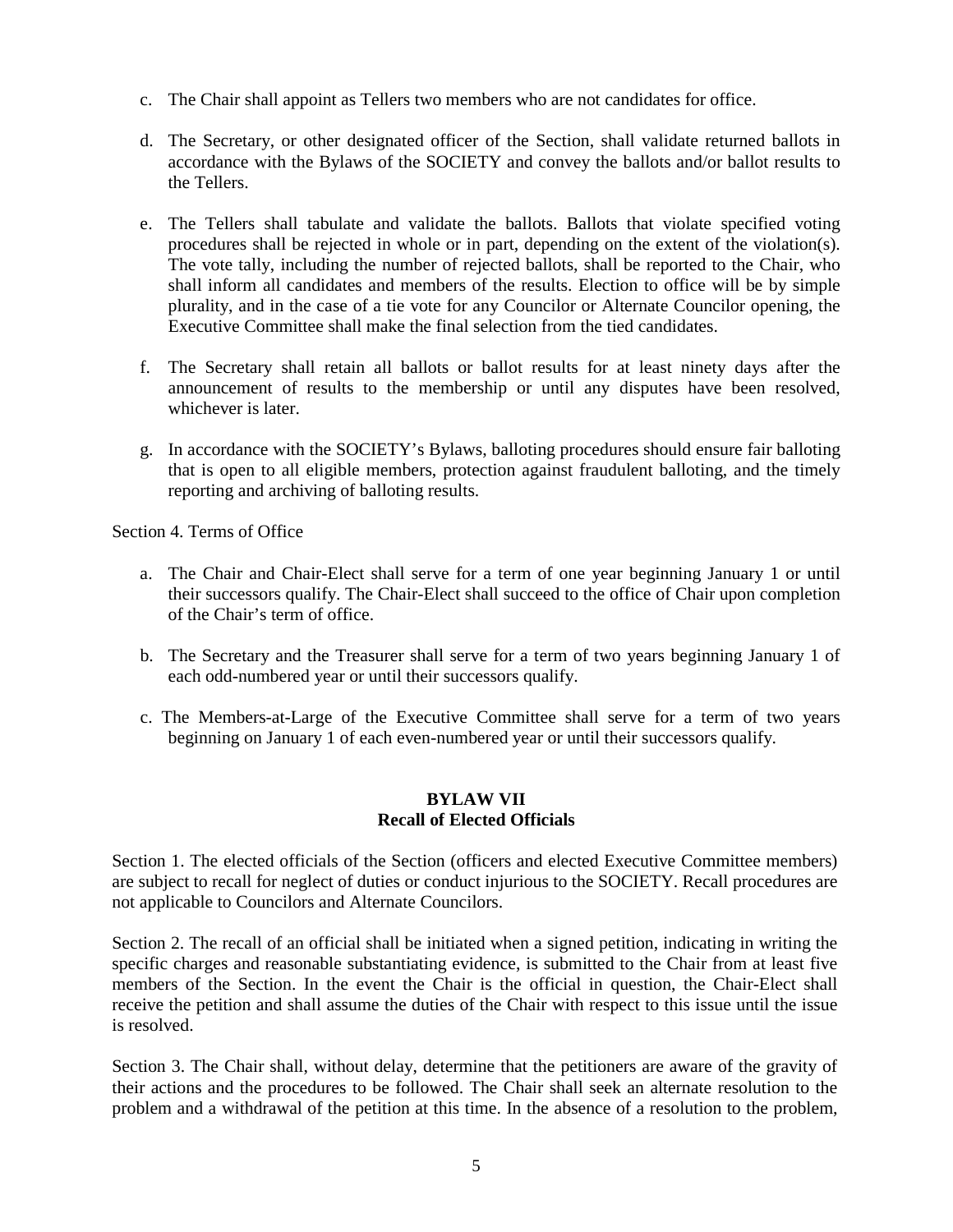c. The Chair shall appoint as Tellers two members who are not candidates for office.

d. The Secretary, or other designated officer of the Section, shall validate returned ballots in accordance with the Bylaws of the SOCIETY and convey the ballots and/or ballot results to the Tellers.

e. The Tellers shall tabulate and validate the ballots. Ballots that violate specified voting procedures shall be rejected in whole or in part, depending on the extent of the violation(s). The vote tally, including the number of rejected ballots, shall be reported to the Chair, who shall inform all candidates and members of the results. Election to office will be by simple plurality, and in the case of a tie vote for any Councilor or Alternate Councilor opening, the Executive Committee shall make the final selection from the tied candidates.

f. The Secretary shall retain all ballots or ballot results for at least ninety days after the announcement of results to the membership or until any disputes have been resolved, whichever is later.

g. In accordance with the SOCIETY's Bylaws, balloting procedures should ensure fair balloting that is open to all eligible members, protection against fraudulent balloting, and the timely reporting and archiving of balloting results.

Section 4. Terms of Office

a. The Chair and Chair-Elect shall serve for a term of one year beginning January 1 or until their successors qualify. The Chair-Elect shall succeed to the office of Chair upon completion of the Chair's term of office.

b. The Secretary and the Treasurer shall serve for a term of two years beginning January 1 of each odd-numbered year or until their successors qualify.

c. The Members-at-Large of the Executive Committee shall serve for a term of two years beginning on January 1 of each even-numbered year or until their successors qualify.

## BYLAW VII
## Recall of Elected Officials

Section 1. The elected officials of the Section (officers and elected Executive Committee members) are subject to recall for neglect of duties or conduct injurious to the SOCIETY. Recall procedures are not applicable to Councilors and Alternate Councilors.

Section 2. The recall of an official shall be initiated when a signed petition, indicating in writing the specific charges and reasonable substantiating evidence, is submitted to the Chair from at least five members of the Section. In the event the Chair is the official in question, the Chair-Elect shall receive the petition and shall assume the duties of the Chair with respect to this issue until the issue is resolved.

Section 3. The Chair shall, without delay, determine that the petitioners are aware of the gravity of their actions and the procedures to be followed. The Chair shall seek an alternate resolution to the problem and a withdrawal of the petition at this time. In the absence of a resolution to the problem,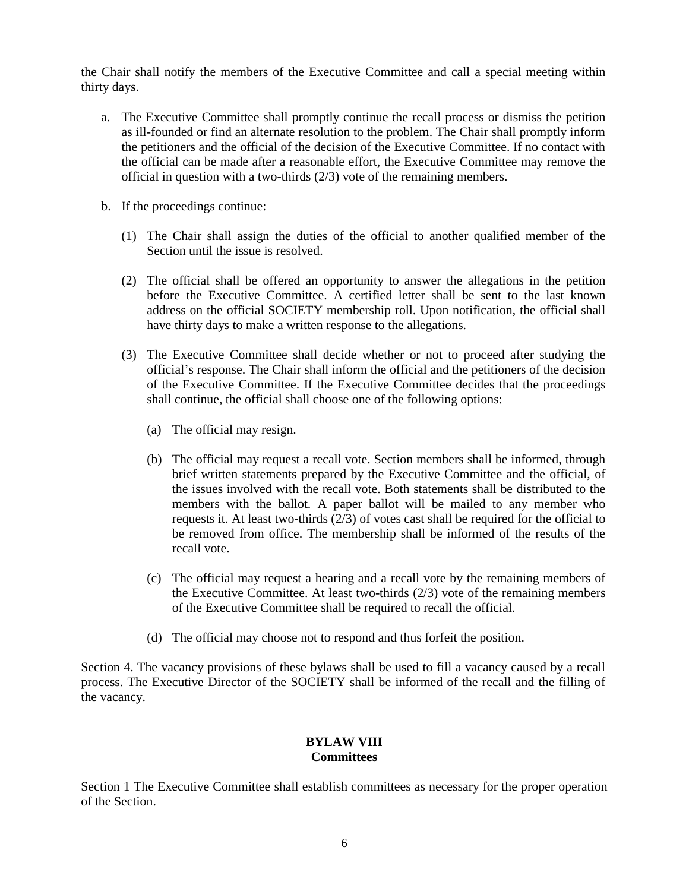the Chair shall notify the members of the Executive Committee and call a special meeting within thirty days.

a. The Executive Committee shall promptly continue the recall process or dismiss the petition as ill-founded or find an alternate resolution to the problem. The Chair shall promptly inform the petitioners and the official of the decision of the Executive Committee. If no contact with the official can be made after a reasonable effort, the Executive Committee may remove the official in question with a two-thirds (2/3) vote of the remaining members.

b. If the proceedings continue:

   (1) The Chair shall assign the duties of the official to another qualified member of the Section until the issue is resolved.

   (2) The official shall be offered an opportunity to answer the allegations in the petition before the Executive Committee. A certified letter shall be sent to the last known address on the official SOCIETY membership roll. Upon notification, the official shall have thirty days to make a written response to the allegations.

   (3) The Executive Committee shall decide whether or not to proceed after studying the official's response. The Chair shall inform the official and the petitioners of the decision of the Executive Committee. If the Executive Committee decides that the proceedings shall continue, the official shall choose one of the following options:

      (a) The official may resign.

      (b) The official may request a recall vote. Section members shall be informed, through brief written statements prepared by the Executive Committee and the official, of the issues involved with the recall vote. Both statements shall be distributed to the members with the ballot. A paper ballot will be mailed to any member who requests it. At least two-thirds (2/3) of votes cast shall be required for the official to be removed from office. The membership shall be informed of the results of the recall vote.

      (c) The official may request a hearing and a recall vote by the remaining members of the Executive Committee. At least two-thirds (2/3) vote of the remaining members of the Executive Committee shall be required to recall the official.

      (d) The official may choose not to respond and thus forfeit the position.

Section 4. The vacancy provisions of these bylaws shall be used to fill a vacancy caused by a recall process. The Executive Director of the SOCIETY shall be informed of the recall and the filling of the vacancy.

## BYLAW VIII
## Committees

Section 1 The Executive Committee shall establish committees as necessary for the proper operation of the Section.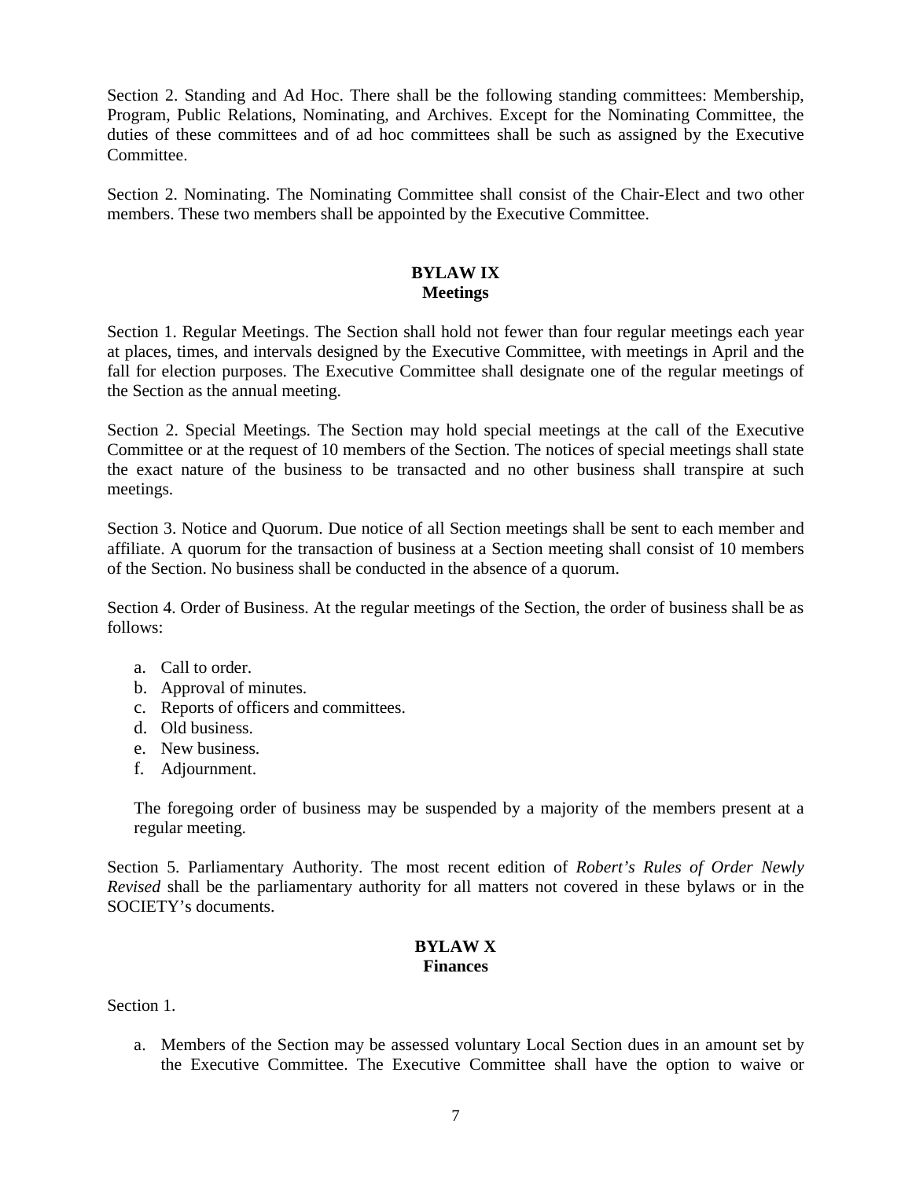Section 2. Standing and Ad Hoc. There shall be the following standing committees: Membership, Program, Public Relations, Nominating, and Archives. Except for the Nominating Committee, the duties of these committees and of ad hoc committees shall be such as assigned by the Executive Committee.

Section 2. Nominating. The Nominating Committee shall consist of the Chair-Elect and two other members. These two members shall be appointed by the Executive Committee.

## BYLAW IX
## Meetings

Section 1. Regular Meetings. The Section shall hold not fewer than four regular meetings each year at places, times, and intervals designed by the Executive Committee, with meetings in April and the fall for election purposes. The Executive Committee shall designate one of the regular meetings of the Section as the annual meeting.

Section 2. Special Meetings. The Section may hold special meetings at the call of the Executive Committee or at the request of 10 members of the Section. The notices of special meetings shall state the exact nature of the business to be transacted and no other business shall transpire at such meetings.

Section 3. Notice and Quorum. Due notice of all Section meetings shall be sent to each member and affiliate. A quorum for the transaction of business at a Section meeting shall consist of 10 members of the Section. No business shall be conducted in the absence of a quorum.

Section 4. Order of Business. At the regular meetings of the Section, the order of business shall be as follows:

a. Call to order.
b. Approval of minutes.
c. Reports of officers and committees.
d. Old business.
e. New business.
f. Adjournment.

The foregoing order of business may be suspended by a majority of the members present at a regular meeting.

Section 5. Parliamentary Authority. The most recent edition of *Robert's Rules of Order Newly Revised* shall be the parliamentary authority for all matters not covered in these bylaws or in the SOCIETY's documents.

## BYLAW X
## Finances

Section 1.

a. Members of the Section may be assessed voluntary Local Section dues in an amount set by the Executive Committee. The Executive Committee shall have the option to waive or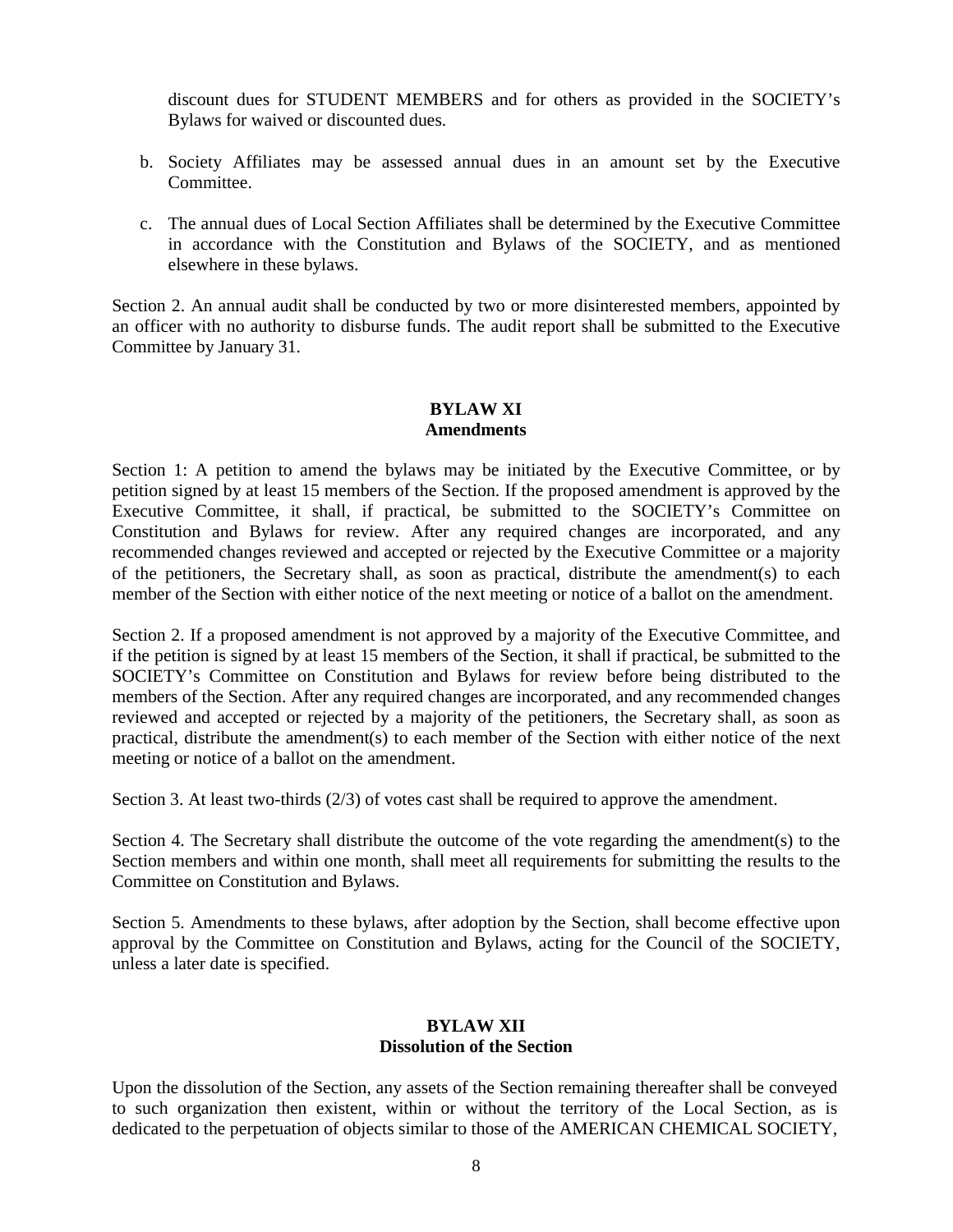discount dues for STUDENT MEMBERS and for others as provided in the SOCIETY's Bylaws for waived or discounted dues.

b. Society Affiliates may be assessed annual dues in an amount set by the Executive Committee.

c. The annual dues of Local Section Affiliates shall be determined by the Executive Committee in accordance with the Constitution and Bylaws of the SOCIETY, and as mentioned elsewhere in these bylaws.

Section 2. An annual audit shall be conducted by two or more disinterested members, appointed by an officer with no authority to disburse funds. The audit report shall be submitted to the Executive Committee by January 31.

## BYLAW XI
## Amendments

Section 1: A petition to amend the bylaws may be initiated by the Executive Committee, or by petition signed by at least 15 members of the Section. If the proposed amendment is approved by the Executive Committee, it shall, if practical, be submitted to the SOCIETY's Committee on Constitution and Bylaws for review. After any required changes are incorporated, and any recommended changes reviewed and accepted or rejected by the Executive Committee or a majority of the petitioners, the Secretary shall, as soon as practical, distribute the amendment(s) to each member of the Section with either notice of the next meeting or notice of a ballot on the amendment.

Section 2. If a proposed amendment is not approved by a majority of the Executive Committee, and if the petition is signed by at least 15 members of the Section, it shall if practical, be submitted to the SOCIETY's Committee on Constitution and Bylaws for review before being distributed to the members of the Section. After any required changes are incorporated, and any recommended changes reviewed and accepted or rejected by a majority of the petitioners, the Secretary shall, as soon as practical, distribute the amendment(s) to each member of the Section with either notice of the next meeting or notice of a ballot on the amendment.

Section 3. At least two-thirds (2/3) of votes cast shall be required to approve the amendment.

Section 4. The Secretary shall distribute the outcome of the vote regarding the amendment(s) to the Section members and within one month, shall meet all requirements for submitting the results to the Committee on Constitution and Bylaws.

Section 5. Amendments to these bylaws, after adoption by the Section, shall become effective upon approval by the Committee on Constitution and Bylaws, acting for the Council of the SOCIETY, unless a later date is specified.

## BYLAW XII
## Dissolution of the Section

Upon the dissolution of the Section, any assets of the Section remaining thereafter shall be conveyed to such organization then existent, within or without the territory of the Local Section, as is dedicated to the perpetuation of objects similar to those of the AMERICAN CHEMICAL SOCIETY,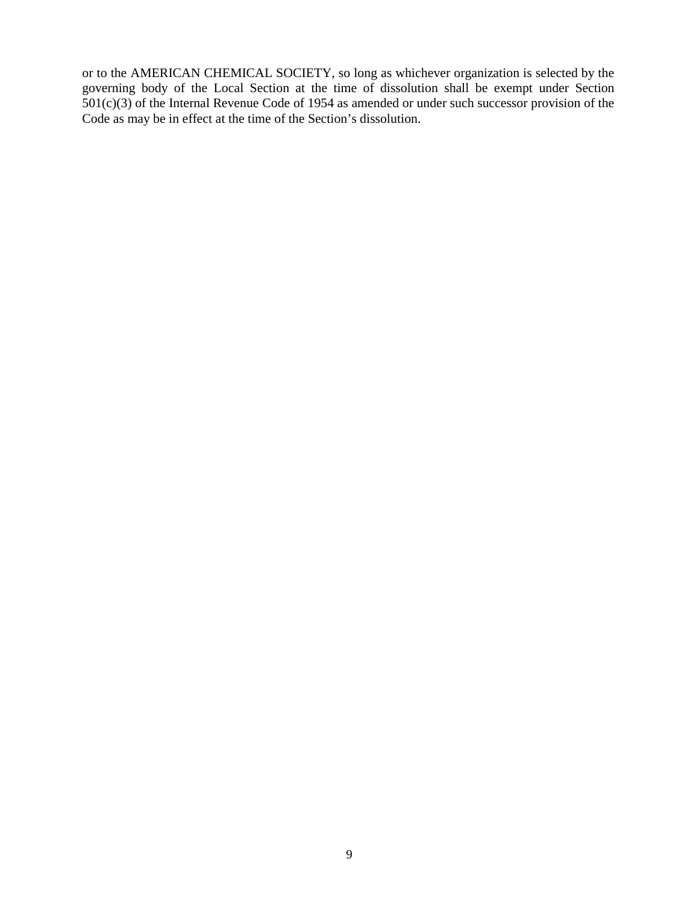or to the AMERICAN CHEMICAL SOCIETY, so long as whichever organization is selected by the governing body of the Local Section at the time of dissolution shall be exempt under Section 501(c)(3) of the Internal Revenue Code of 1954 as amended or under such successor provision of the Code as may be in effect at the time of the Section's dissolution.